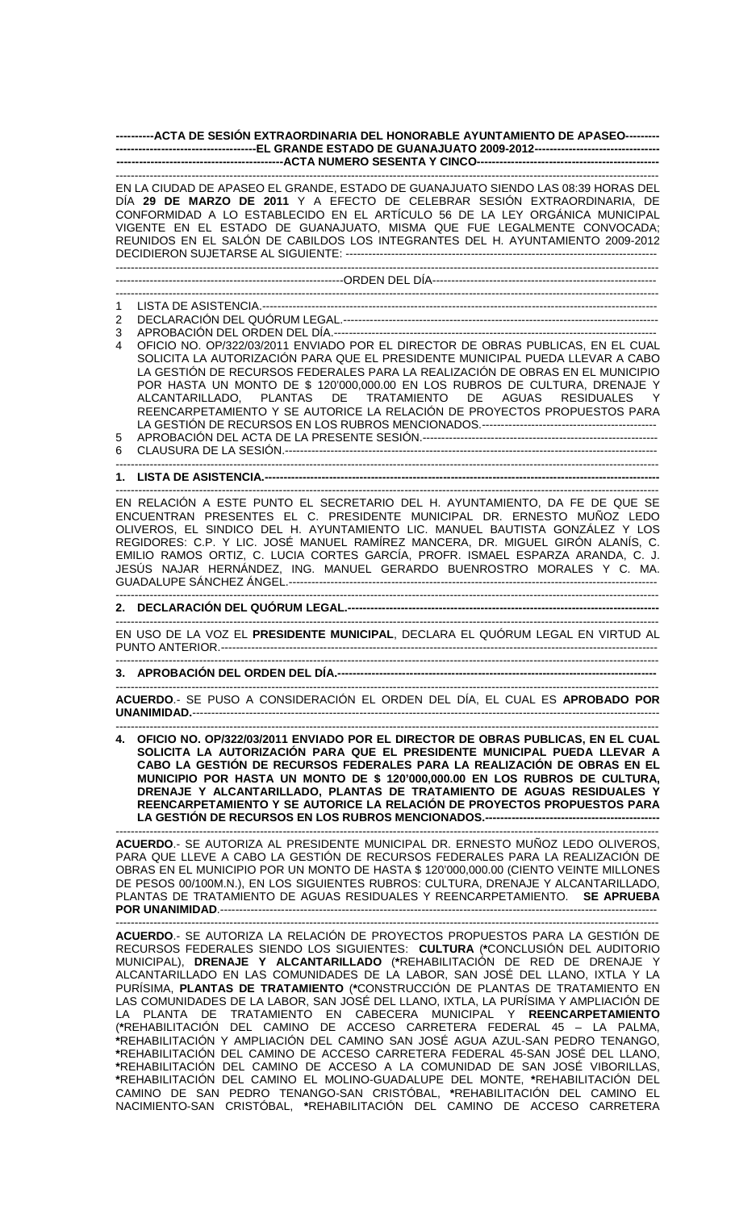**----------ACTA DE SESIÓN EXTRAORDINARIA DEL HONORABLE AYUNTAMIENTO DE APASEO---------**
**-------------------------------------EL GRANDE ESTADO DE GUANAJUATO 2009-2012---------------------------------**
**-------------------------------------------ACTA NUMERO SESENTA Y CINCO-------------------------------------------**

EN LA CIUDAD DE APASEO EL GRANDE, ESTADO DE GUANAJUATO SIENDO LAS 08:39 HORAS DEL DÍA **29 DE MARZO DE 2011** Y A EFECTO DE CELEBRAR SESIÓN EXTRAORDINARIA, DE CONFORMIDAD A LO ESTABLECIDO EN EL ARTÍCULO 56 DE LA LEY ORGÁNICA MUNICIPAL VIGENTE EN EL ESTADO DE GUANAJUATO, MISMA QUE FUE LEGALMENTE CONVOCADA; REUNIDOS EN EL SALÓN DE CABILDOS LOS INTEGRANTES DEL H. AYUNTAMIENTO 2009-2012 DECIDIERON SUJETARSE AL SIGUIENTE: ----------------------------------------------------------------------------------

---------------------------------------------------------------ORDEN DEL DÍA--------------------------------------------------------

1. LISTA DE ASISTENCIA.------------------------------------------------------------------------------------------------------
2. DECLARACIÓN DEL QUÓRUM LEGAL.-----------------------------------------------------------------------------------
3. APROBACIÓN DEL ORDEN DEL DÍA.------------------------------------------------------------------------------------
4. OFICIO NO. OP/322/03/2011 ENVIADO POR EL DIRECTOR DE OBRAS PUBLICAS, EN EL CUAL SOLICITA LA AUTORIZACIÓN PARA QUE EL PRESIDENTE MUNICIPAL PUEDA LLEVAR A CABO LA GESTIÓN DE RECURSOS FEDERALES PARA LA REALIZACIÓN DE OBRAS EN EL MUNICIPIO POR HASTA UN MONTO DE $ 120'000,000.00 EN LOS RUBROS DE CULTURA, DRENAJE Y ALCANTARILLADO, PLANTAS DE TRATAMIENTO DE AGUAS RESIDUALES Y REENCARPETAMIENTO Y SE AUTORICE LA RELACIÓN DE PROYECTOS PROPUESTOS PARA LA GESTIÓN DE RECURSOS EN LOS RUBROS MENCIONADOS.---------------------------------------------
5. APROBACIÓN DEL ACTA DE LA PRESENTE SESIÓN.---------------------------------------------------------------
6. CLAUSURA DE LA SESIÓN.------------------------------------------------------------------------------------------------

**1. LISTA DE ASISTENCIA.-----------------------------------------------------------------------------------------------------**

EN RELACIÓN A ESTE PUNTO EL SECRETARIO DEL H. AYUNTAMIENTO, DA FE DE QUE SE ENCUENTRAN PRESENTES EL C. PRESIDENTE MUNICIPAL DR. ERNESTO MUÑOZ LEDO OLIVEROS, EL SINDICO DEL H. AYUNTAMIENTO LIC. MANUEL BAUTISTA GONZÁLEZ Y LOS REGIDORES: C.P. Y LIC. JOSÉ MANUEL RAMÍREZ MANCERA, DR. MIGUEL GIRÓN ALANÍS, C. EMILIO RAMOS ORTIZ, C. LUCIA CORTES GARCÍA, PROFR. ISMAEL ESPARZA ARANDA, C. J. JESÚS NAJAR HERNÁNDEZ, ING. MANUEL GERARDO BUENROSTRO MORALES Y C. MA. GUADALUPE SÁNCHEZ ÁNGEL.---------------------------------------------------------------------------------------------------

**2. DECLARACIÓN DEL QUÓRUM LEGAL.--------------------------------------------------------------------------------**

EN USO DE LA VOZ EL **PRESIDENTE MUNICIPAL**, DECLARA EL QUÓRUM LEGAL EN VIRTUD AL PUNTO ANTERIOR.-----------------------------------------------------------------------------------------------------------

**3. APROBACIÓN DEL ORDEN DEL DÍA.-----------------------------------------------------------------------------------**

**ACUERDO**.- SE PUSO A CONSIDERACIÓN EL ORDEN DEL DÍA, EL CUAL ES **APROBADO POR UNANIMIDAD.**-----------------------------------------------------------------------------------------------------------------

**4. OFICIO NO. OP/322/03/2011 ENVIADO POR EL DIRECTOR DE OBRAS PUBLICAS, EN EL CUAL SOLICITA LA AUTORIZACIÓN PARA QUE EL PRESIDENTE MUNICIPAL PUEDA LLEVAR A CABO LA GESTIÓN DE RECURSOS FEDERALES PARA LA REALIZACIÓN DE OBRAS EN EL MUNICIPIO POR HASTA UN MONTO DE $ 120'000,000.00 EN LOS RUBROS DE CULTURA, DRENAJE Y ALCANTARILLADO, PLANTAS DE TRATAMIENTO DE AGUAS RESIDUALES Y REENCARPETAMIENTO Y SE AUTORICE LA RELACIÓN DE PROYECTOS PROPUESTOS PARA LA GESTIÓN DE RECURSOS EN LOS RUBROS MENCIONADOS.-------------------------------------------**

**ACUERDO**.- SE AUTORIZA AL PRESIDENTE MUNICIPAL DR. ERNESTO MUÑOZ LEDO OLIVEROS, PARA QUE LLEVE A CABO LA GESTIÓN DE RECURSOS FEDERALES PARA LA REALIZACIÓN DE OBRAS EN EL MUNICIPIO POR UN MONTO DE HASTA $ 120'000,000.00 (CIENTO VEINTE MILLONES DE PESOS 00/100M.N.), EN LOS SIGUIENTES RUBROS: CULTURA, DRENAJE Y ALCANTARILLADO, PLANTAS DE TRATAMIENTO DE AGUAS RESIDUALES Y REENCARPETAMIENTO. **SE APRUEBA POR UNANIMIDAD**.------------------------------------------------------------------------------------------------------------

**ACUERDO**.- SE AUTORIZA LA RELACIÓN DE PROYECTOS PROPUESTOS PARA LA GESTIÓN DE RECURSOS FEDERALES SIENDO LOS SIGUIENTES: **CULTURA** (***CONCLUSIÓN DEL AUDITORIO MUNICIPAL), **DRENAJE Y ALCANTARILLADO** (*REHABILITACIÓN DE RED DE DRENAJE Y ALCANTARILLADO EN LAS COMUNIDADES DE LA LABOR, SAN JOSÉ DEL LLANO, IXTLA Y LA PURÍSIMA, **PLANTAS DE TRATAMIENTO** (*CONSTRUCCIÓN DE PLANTAS DE TRATAMIENTO EN LAS COMUNIDADES DE LA LABOR, SAN JOSÉ DEL LLANO, IXTLA, LA PURÍSIMA Y AMPLIACIÓN DE LA PLANTA DE TRATAMIENTO EN CABECERA MUNICIPAL Y **REENCARPETAMIENTO** (*REHABILITACIÓN DEL CAMINO DE ACCESO CARRETERA FEDERAL 45 – LA PALMA, *REHABILITACIÓN Y AMPLIACIÓN DEL CAMINO SAN JOSÉ AGUA AZUL-SAN PEDRO TENANGO, *REHABILITACIÓN DEL CAMINO DE ACCESO CARRETERA FEDERAL 45-SAN JOSÉ DEL LLANO, *REHABILITACIÓN DEL CAMINO DE ACCESO A LA COMUNIDAD DE SAN JOSÉ VIBORILLAS, *REHABILITACIÓN DEL CAMINO EL MOLINO-GUADALUPE DEL MONTE, *REHABILITACIÓN DEL CAMINO DE SAN PEDRO TENANGO-SAN CRISTÓBAL, *REHABILITACIÓN DEL CAMINO EL NACIMIENTO-SAN CRISTÓBAL, *REHABILITACIÓN DEL CAMINO DE ACCESO CARRETERA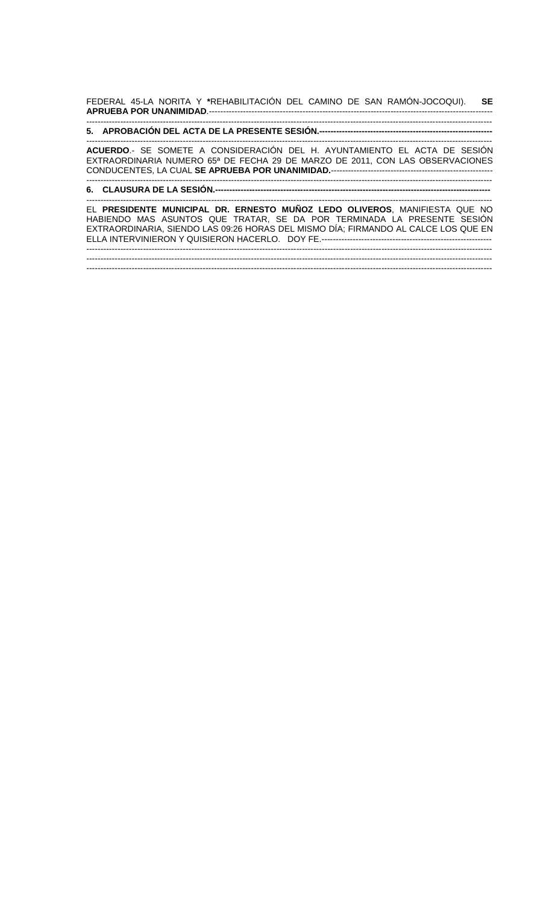FEDERAL 45-LA NORITA Y ***REHABILITACIÓN DEL CAMINO DE SAN RAMÓN-JOCOQUI). SE APRUEBA POR UNANIMIDAD**.--------------------------------------------------------------------------------------------------------

---------------------------------------------------------------------------------------------------------------------------------------

**5. APROBACIÓN DEL ACTA DE LA PRESENTE SESIÓN.-----------------------------------------------------------**

---------------------------------------------------------------------------------------------------------------------------------------

**ACUERDO**.- SE SOMETE A CONSIDERACIÓN DEL H. AYUNTAMIENTO EL ACTA DE SESIÓN EXTRAORDINARIA NUMERO 65ª DE FECHA 29 DE MARZO DE 2011, CON LAS OBSERVACIONES CONDUCENTES, LA CUAL **SE APRUEBA POR UNANIMIDAD.**-----------------------------------------------------------

---------------------------------------------------------------------------------------------------------------------------------------

**6. CLAUSURA DE LA SESIÓN.-----------------------------------------------------------------------------------------------**

---------------------------------------------------------------------------------------------------------------------------------------

EL **PRESIDENTE MUNICIPAL DR. ERNESTO MUÑOZ LEDO OLIVEROS**, MANIFIESTA QUE NO HABIENDO MAS ASUNTOS QUE TRATAR, SE DA POR TERMINADA LA PRESENTE SESIÓN EXTRAORDINARIA, SIENDO LAS 09:26 HORAS DEL MISMO DÍA; FIRMANDO AL CALCE LOS QUE EN ELLA INTERVINIERON Y QUISIERON HACERLO. DOY FE.-----------------------------------------------------------

---------------------------------------------------------------------------------------------------------------------------------------

---------------------------------------------------------------------------------------------------------------------------------------

---------------------------------------------------------------------------------------------------------------------------------------